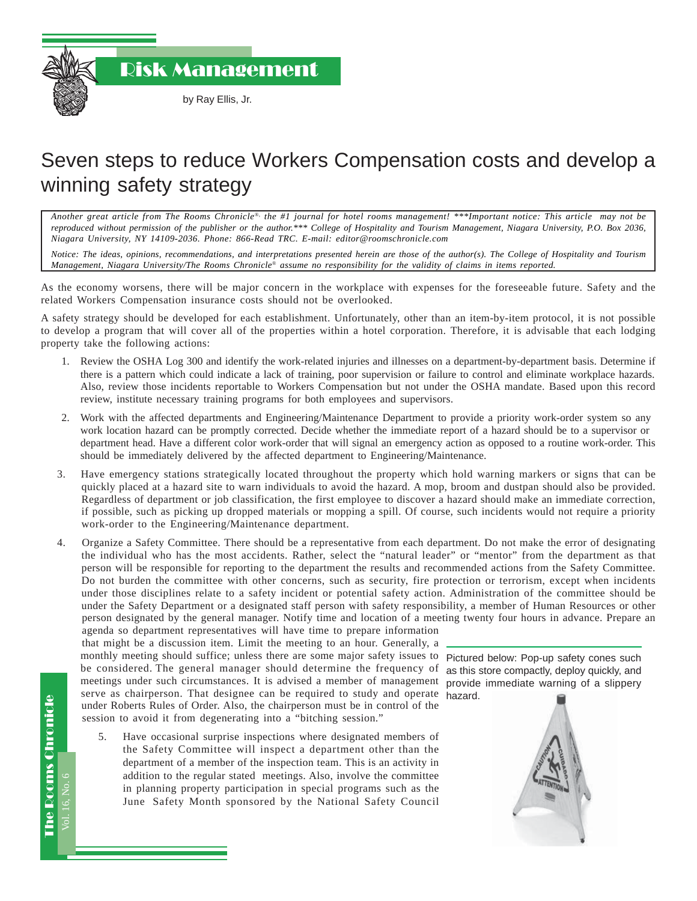# Risk Management

by Ray Ellis, Jr.

## Seven steps to reduce Workers Compensation costs and develop a winning safety strategy

*Another great article from The Rooms Chronicle®, the #1 journal for hotel rooms management! ***Important notice: This article may not be reproduced without permission of the publisher or the author.*** College of Hospitality and Tourism Management, Niagara University, P.O. Box 2036, Niagara University, NY 14109-2036. Phone: 866-Read TRC. E-mail: editor@roomschronicle.com*

*Notice: The ideas, opinions, recommendations, and interpretations presented herein are those of the author(s). The College of Hospitality and Tourism Management, Niagara University/The Rooms Chronicle® assume no responsibility for the validity of claims in items reported.*

As the economy worsens, there will be major concern in the workplace with expenses for the foreseeable future. Safety and the related Workers Compensation insurance costs should not be overlooked.

A safety strategy should be developed for each establishment. Unfortunately, other than an item-by-item protocol, it is not possible to develop a program that will cover all of the properties within a hotel corporation. Therefore, it is advisable that each lodging property take the following actions:

1. Review the OSHA Log 300 and identify the work-related injuries and illnesses on a department-by-department basis. Determine if there is a pattern which could indicate a lack of training, poor supervision or failure to control and eliminate workplace hazards. Also, review those incidents reportable to Workers Compensation but not under the OSHA mandate. Based upon this record review, institute necessary training programs for both employees and supervisors.

2. Work with the affected departments and Engineering/Maintenance Department to provide a priority work-order system so any work location hazard can be promptly corrected. Decide whether the immediate report of a hazard should be to a supervisor or department head. Have a different color work-order that will signal an emergency action as opposed to a routine work-order. This should be immediately delivered by the affected department to Engineering/Maintenance.

3. Have emergency stations strategically located throughout the property which hold warning markers or signs that can be quickly placed at a hazard site to warn individuals to avoid the hazard. A mop, broom and dustpan should also be provided. Regardless of department or job classification, the first employee to discover a hazard should make an immediate correction, if possible, such as picking up dropped materials or mopping a spill. Of course, such incidents would not require a priority work-order to the Engineering/Maintenance department.

4. Organize a Safety Committee. There should be a representative from each department. Do not make the error of designating the individual who has the most accidents. Rather, select the "natural leader" or "mentor" from the department as that person will be responsible for reporting to the department the results and recommended actions from the Safety Committee. Do not burden the committee with other concerns, such as security, fire protection or terrorism, except when incidents under those disciplines relate to a safety incident or potential safety action. Administration of the committee should be under the Safety Department or a designated staff person with safety responsibility, a member of Human Resources or other person designated by the general manager. Notify time and location of a meeting twenty four hours in advance. Prepare an agenda so department representatives will have time to prepare information that might be a discussion item. Limit the meeting to an hour. Generally, a monthly meeting should suffice; unless there are some major safety issues to be considered. The general manager should determine the frequency of meetings under such circumstances. It is advised a member of management serve as chairperson. That designee can be required to study and operate under Roberts Rules of Order. Also, the chairperson must be in control of the session to avoid it from degenerating into a "bitching session."

5. Have occasional surprise inspections where designated members of the Safety Committee will inspect a department other than the department of a member of the inspection team. This is an activity in addition to the regular stated meetings. Also, involve the committee in planning property participation in special programs such as the June Safety Month sponsored by the National Safety Council

Pictured below: Pop-up safety cones such as this store compactly, deploy quickly, and provide immediate warning of a slippery hazard.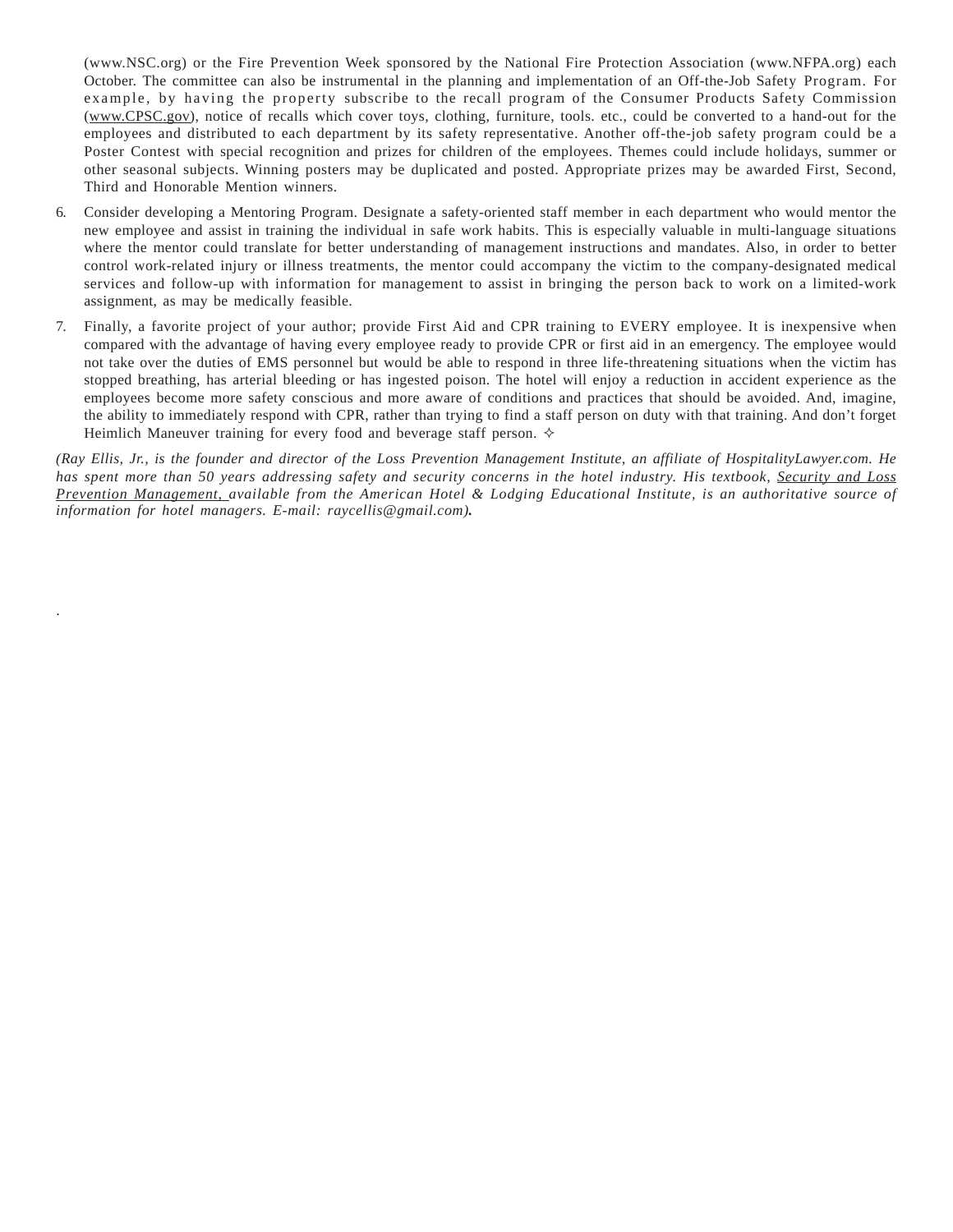(www.NSC.org) or the Fire Prevention Week sponsored by the National Fire Protection Association (www.NFPA.org) each October. The committee can also be instrumental in the planning and implementation of an Off-the-Job Safety Program. For example, by having the property subscribe to the recall program of the Consumer Products Safety Commission (www.CPSC.gov), notice of recalls which cover toys, clothing, furniture, tools. etc., could be converted to a hand-out for the employees and distributed to each department by its safety representative. Another off-the-job safety program could be a Poster Contest with special recognition and prizes for children of the employees. Themes could include holidays, summer or other seasonal subjects. Winning posters may be duplicated and posted. Appropriate prizes may be awarded First, Second, Third and Honorable Mention winners.

6. Consider developing a Mentoring Program. Designate a safety-oriented staff member in each department who would mentor the new employee and assist in training the individual in safe work habits. This is especially valuable in multi-language situations where the mentor could translate for better understanding of management instructions and mandates. Also, in order to better control work-related injury or illness treatments, the mentor could accompany the victim to the company-designated medical services and follow-up with information for management to assist in bringing the person back to work on a limited-work assignment, as may be medically feasible.

7. Finally, a favorite project of your author; provide First Aid and CPR training to EVERY employee. It is inexpensive when compared with the advantage of having every employee ready to provide CPR or first aid in an emergency. The employee would not take over the duties of EMS personnel but would be able to respond in three life-threatening situations when the victim has stopped breathing, has arterial bleeding or has ingested poison. The hotel will enjoy a reduction in accident experience as the employees become more safety conscious and more aware of conditions and practices that should be avoided. And, imagine, the ability to immediately respond with CPR, rather than trying to find a staff person on duty with that training. And don't forget Heimlich Maneuver training for every food and beverage staff person. ✧

*(Ray Ellis, Jr., is the founder and director of the Loss Prevention Management Institute, an affiliate of HospitalityLawyer.com. He has spent more than 50 years addressing safety and security concerns in the hotel industry. His textbook, Security and Loss Prevention Management, available from the American Hotel & Lodging Educational Institute, is an authoritative source of information for hotel managers. E-mail: raycellis@gmail.com).*